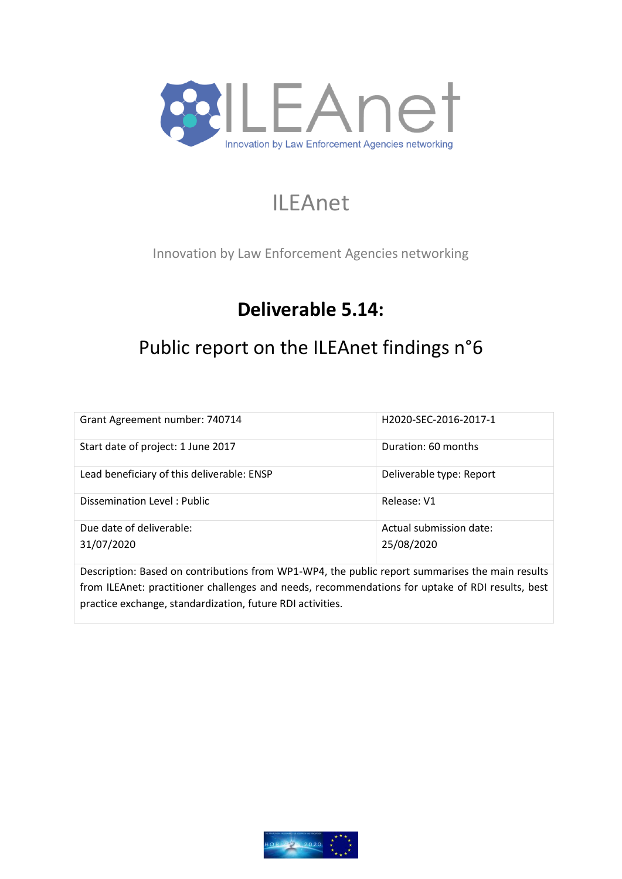# ILEAnet

Innovation by Law Enforcement Agencies networking

## Deliverable 5.14:

## Public report on the ILEAnet findings n°6

| Grant Agreement number: 740714 | H2020-SEC-2016-2017-1 |
| --- | --- |
| Start date of project: 1 June 2017 | Duration: 60 months |
| Lead beneficiary of this deliverable: ENSP | Deliverable type: Report |
| Dissemination Level : Public | Release: V1 |
| Due date of deliverable: 31/07/2020 | Actual submission date: 25/08/2020 |
| Description: Based on contributions from WP1-WP4, the public report summarises the main results from ILEAnet: practitioner challenges and needs, recommendations for uptake of RDI results, best practice exchange, standardization, future RDI activities. | |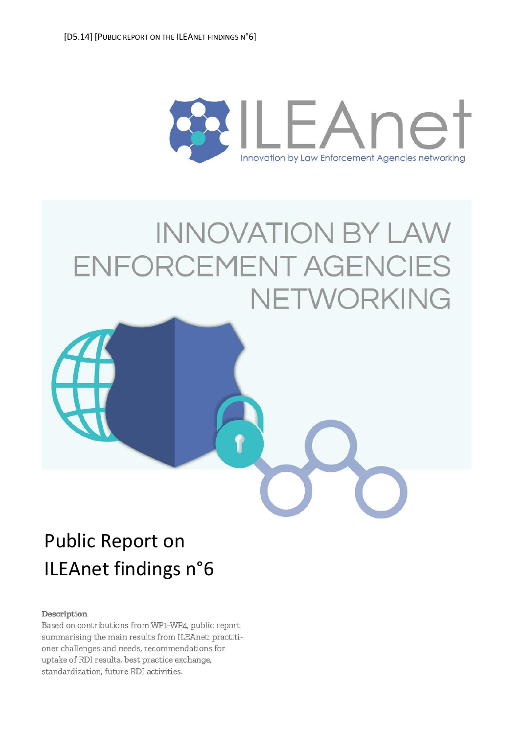# INNOVATION BY LAW ENFORCEMENT AGENCIES NETWORKING

# Public Report on ILEAnet findings n°6

**Description**

Based on contributions from WP1-WP4, public report summarising the main results from ILEAnet: practitioner challenges and needs, recommendations for uptake of RDI results, best practice exchange, standardization, future RDI activities.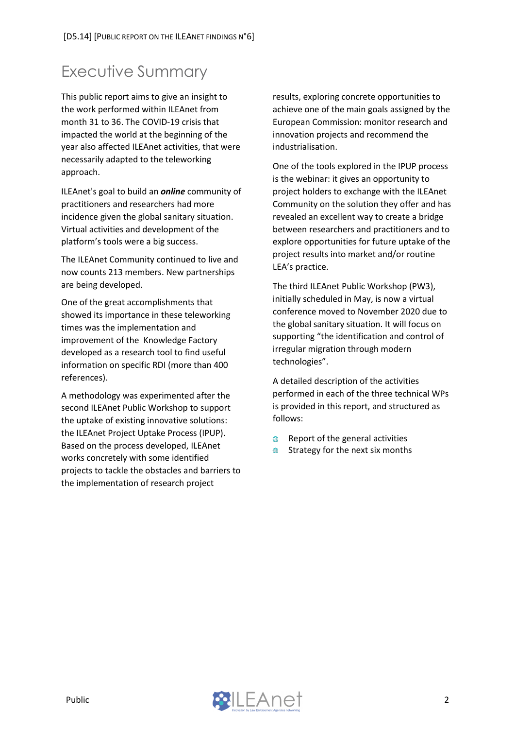# Executive Summary

This public report aims to give an insight to the work performed within ILEAnet from month 31 to 36. The COVID-19 crisis that impacted the world at the beginning of the year also affected ILEAnet activities, that were necessarily adapted to the teleworking approach.

ILEAnet's goal to build an ***online*** community of practitioners and researchers had more incidence given the global sanitary situation. Virtual activities and development of the platform's tools were a big success.

The ILEAnet Community continued to live and now counts 213 members. New partnerships are being developed.

One of the great accomplishments that showed its importance in these teleworking times was the implementation and improvement of the Knowledge Factory developed as a research tool to find useful information on specific RDI (more than 400 references).

A methodology was experimented after the second ILEAnet Public Workshop to support the uptake of existing innovative solutions: the ILEAnet Project Uptake Process (IPUP). Based on the process developed, ILEAnet works concretely with some identified projects to tackle the obstacles and barriers to the implementation of research project results, exploring concrete opportunities to achieve one of the main goals assigned by the European Commission: monitor research and innovation projects and recommend the industrialisation.

One of the tools explored in the IPUP process is the webinar: it gives an opportunity to project holders to exchange with the ILEAnet Community on the solution they offer and has revealed an excellent way to create a bridge between researchers and practitioners and to explore opportunities for future uptake of the project results into market and/or routine LEA's practice.

The third ILEAnet Public Workshop (PW3), initially scheduled in May, is now a virtual conference moved to November 2020 due to the global sanitary situation. It will focus on supporting "the identification and control of irregular migration through modern technologies".

A detailed description of the activities performed in each of the three technical WPs is provided in this report, and structured as follows:

- Report of the general activities
- Strategy for the next six months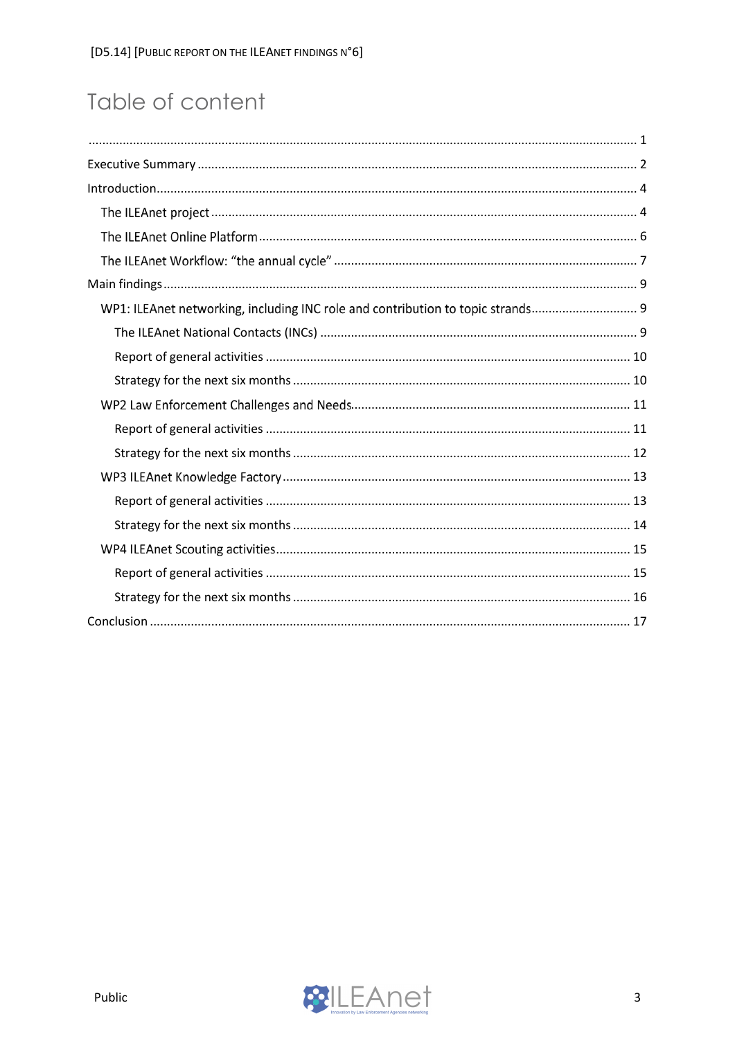# Table of content

............................................................................................................................................... 1

Executive Summary ........................................................................................................................ 2

Introduction..................................................................................................................................... 4

The ILEAnet project ...................................................................................................................... 4

The ILEAnet Online Platform ......................................................................................................... 6

The ILEAnet Workflow: "the annual cycle" .................................................................................... 7

Main findings ................................................................................................................................... 9

WP1: ILEAnet networking, including INC role and contribution to topic strands.............................. 9

The ILEAnet National Contacts (INCs) ........................................................................................ 9

Report of general activities ....................................................................................................... 10

Strategy for the next six months ................................................................................................ 10

WP2 Law Enforcement Challenges and Needs................................................................................ 11

Report of general activities ....................................................................................................... 11

Strategy for the next six months ................................................................................................ 12

WP3 ILEAnet Knowledge Factory ................................................................................................... 13

Report of general activities ....................................................................................................... 13

Strategy for the next six months ................................................................................................ 14

WP4 ILEAnet Scouting activities...................................................................................................... 15

Report of general activities ....................................................................................................... 15

Strategy for the next six months ................................................................................................ 16

Conclusion ..................................................................................................................................... 17

Public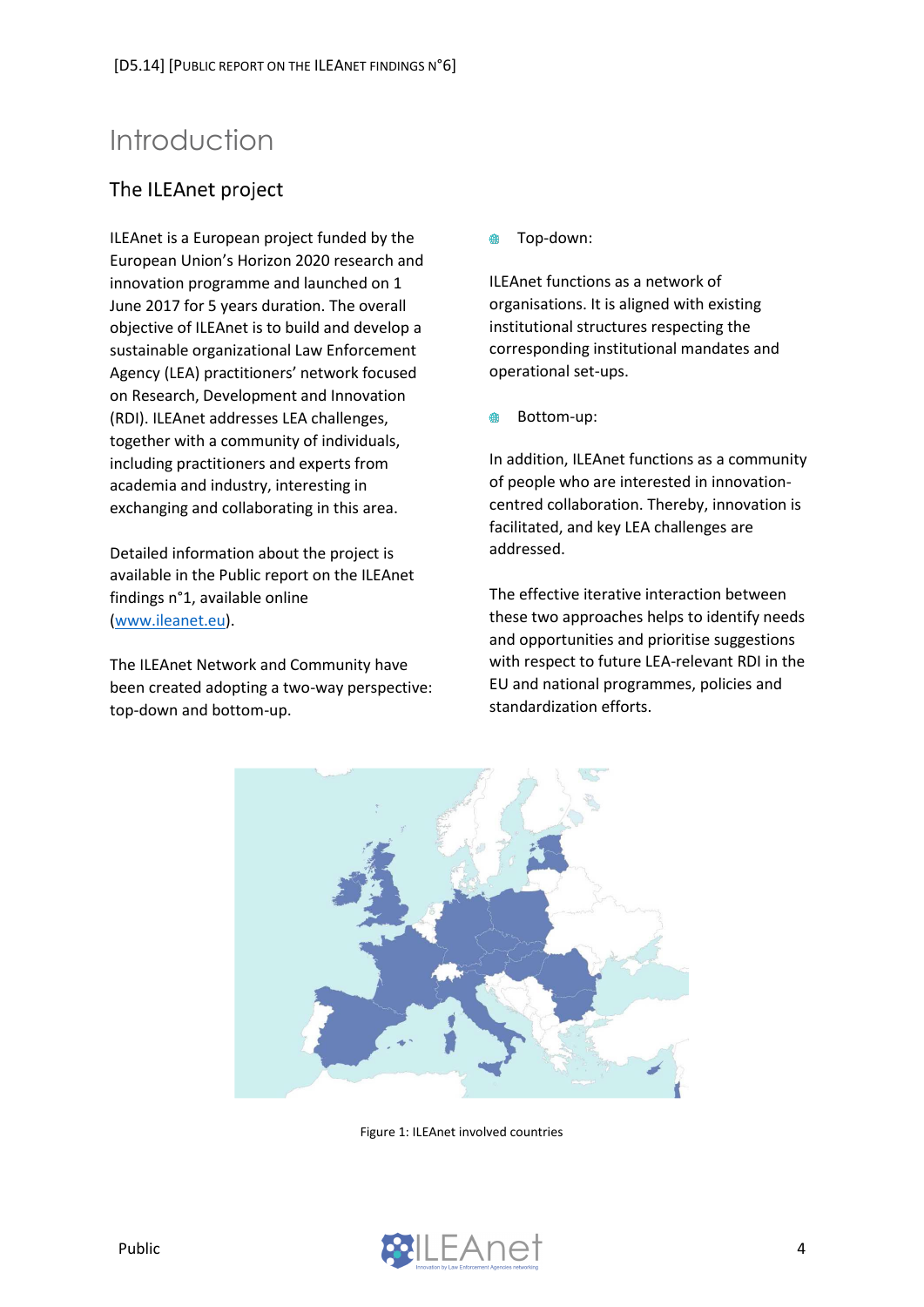# Introduction

## The ILEAnet project

ILEAnet is a European project funded by the European Union's Horizon 2020 research and innovation programme and launched on 1 June 2017 for 5 years duration. The overall objective of ILEAnet is to build and develop a sustainable organizational Law Enforcement Agency (LEA) practitioners' network focused on Research, Development and Innovation (RDI). ILEAnet addresses LEA challenges, together with a community of individuals, including practitioners and experts from academia and industry, interesting in exchanging and collaborating in this area.

Detailed information about the project is available in the Public report on the ILEAnet findings n°1, available online (www.ileanet.eu).

The ILEAnet Network and Community have been created adopting a two-way perspective: top-down and bottom-up.

- Top-down:

ILEAnet functions as a network of organisations. It is aligned with existing institutional structures respecting the corresponding institutional mandates and operational set-ups.

- Bottom-up:

In addition, ILEAnet functions as a community of people who are interested in innovation-centred collaboration. Thereby, innovation is facilitated, and key LEA challenges are addressed.

The effective iterative interaction between these two approaches helps to identify needs and opportunities and prioritise suggestions with respect to future LEA-relevant RDI in the EU and national programmes, policies and standardization efforts.

Figure 1: ILEAnet involved countries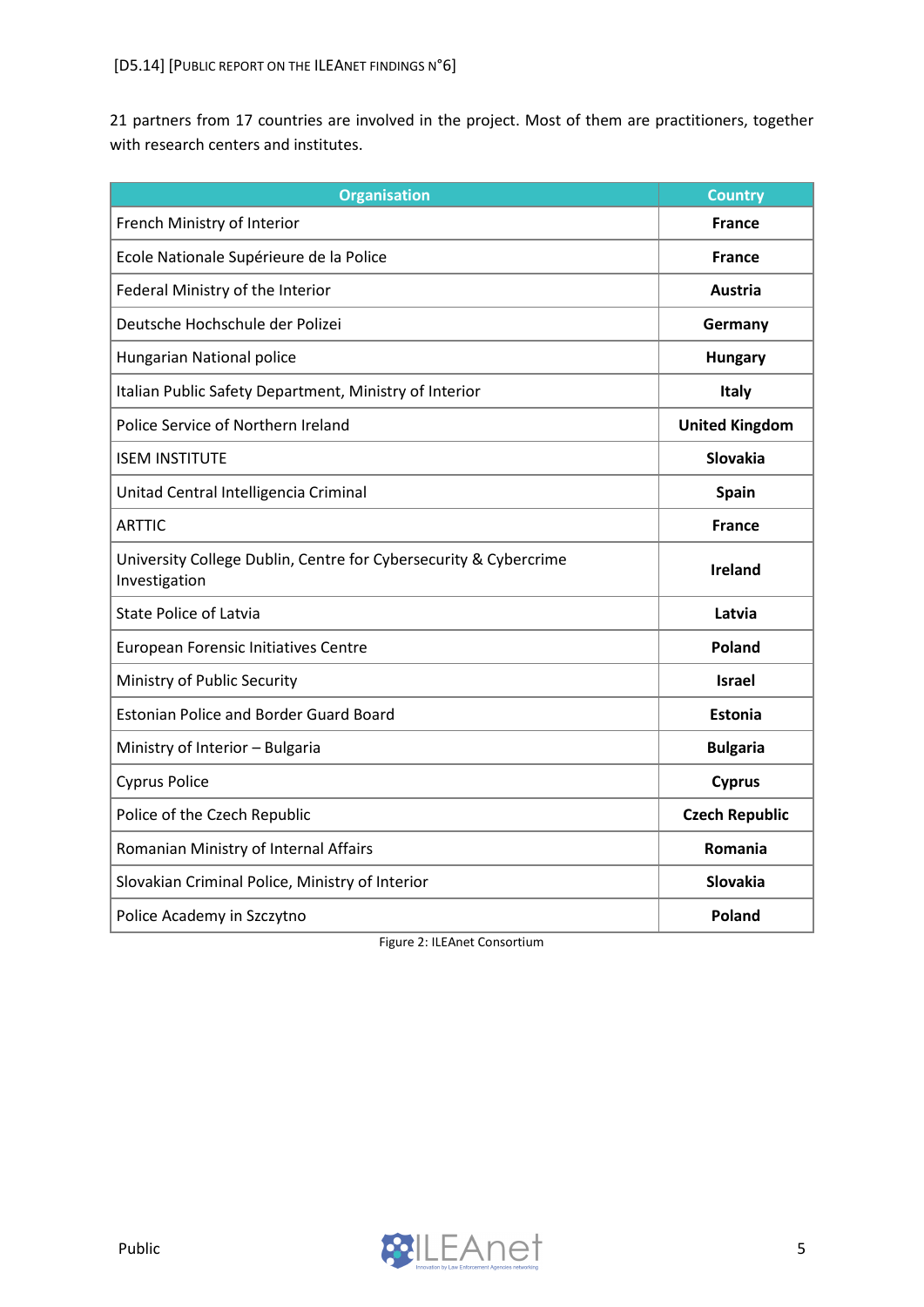21 partners from 17 countries are involved in the project. Most of them are practitioners, together with research centers and institutes.

| Organisation | Country |
| --- | --- |
| French Ministry of Interior | **France** |
| Ecole Nationale Supérieure de la Police | **France** |
| Federal Ministry of the Interior | **Austria** |
| Deutsche Hochschule der Polizei | **Germany** |
| Hungarian National police | **Hungary** |
| Italian Public Safety Department, Ministry of Interior | **Italy** |
| Police Service of Northern Ireland | **United Kingdom** |
| ISEM INSTITUTE | **Slovakia** |
| Unitad Central Intelligencia Criminal | **Spain** |
| ARTTIC | **France** |
| University College Dublin, Centre for Cybersecurity & Cybercrime Investigation | **Ireland** |
| State Police of Latvia | **Latvia** |
| European Forensic Initiatives Centre | **Poland** |
| Ministry of Public Security | **Israel** |
| Estonian Police and Border Guard Board | **Estonia** |
| Ministry of Interior – Bulgaria | **Bulgaria** |
| Cyprus Police | **Cyprus** |
| Police of the Czech Republic | **Czech Republic** |
| Romanian Ministry of Internal Affairs | **Romania** |
| Slovakian Criminal Police, Ministry of Interior | **Slovakia** |
| Police Academy in Szczytno | **Poland** |

Figure 2: ILEAnet Consortium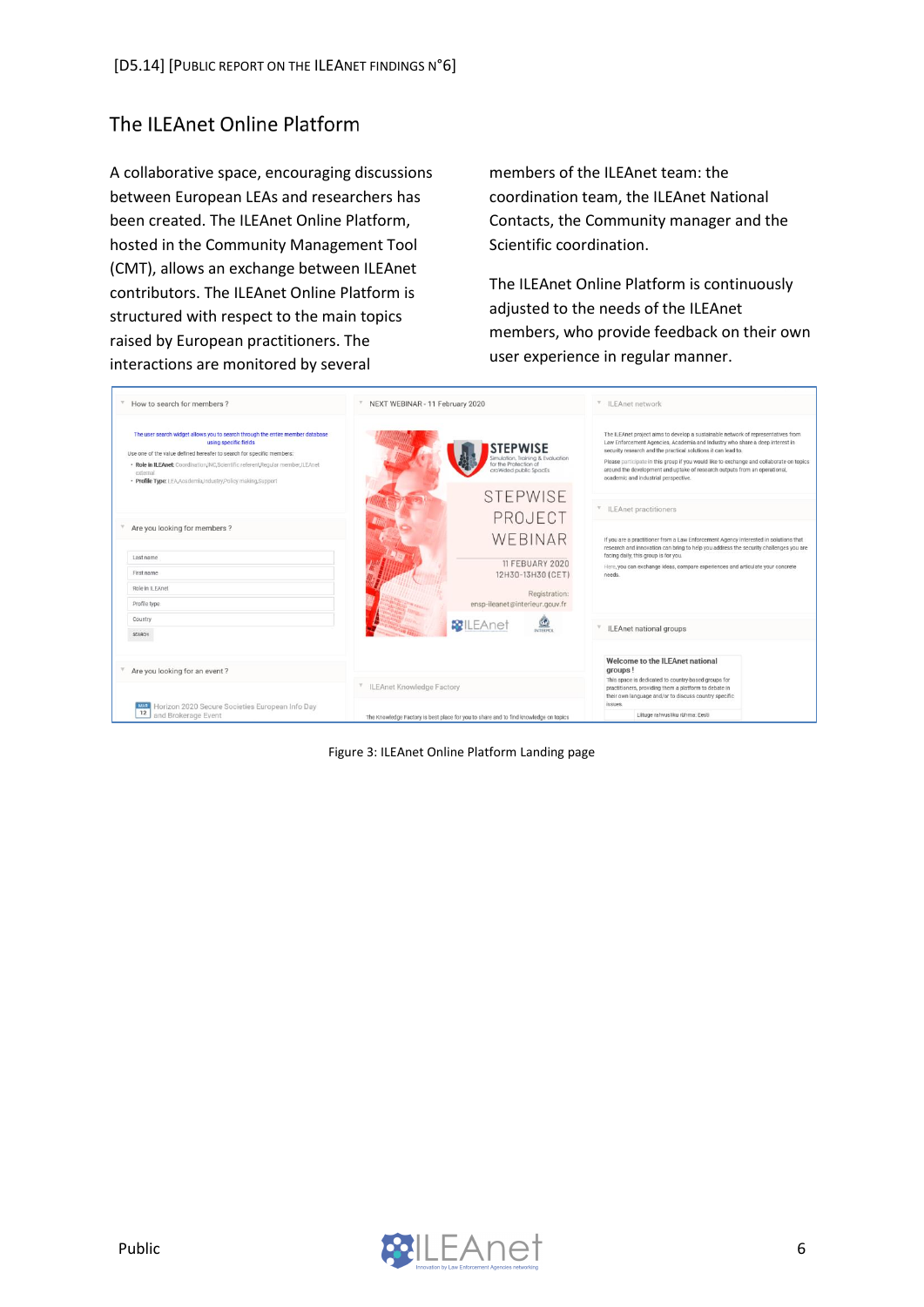## The ILEAnet Online Platform

A collaborative space, encouraging discussions between European LEAs and researchers has been created. The ILEAnet Online Platform, hosted in the Community Management Tool (CMT), allows an exchange between ILEAnet contributors. The ILEAnet Online Platform is structured with respect to the main topics raised by European practitioners. The interactions are monitored by several members of the ILEAnet team: the coordination team, the ILEAnet National Contacts, the Community manager and the Scientific coordination.

The ILEAnet Online Platform is continuously adjusted to the needs of the ILEAnet members, who provide feedback on their own user experience in regular manner.

Figure 3: ILEAnet Online Platform Landing page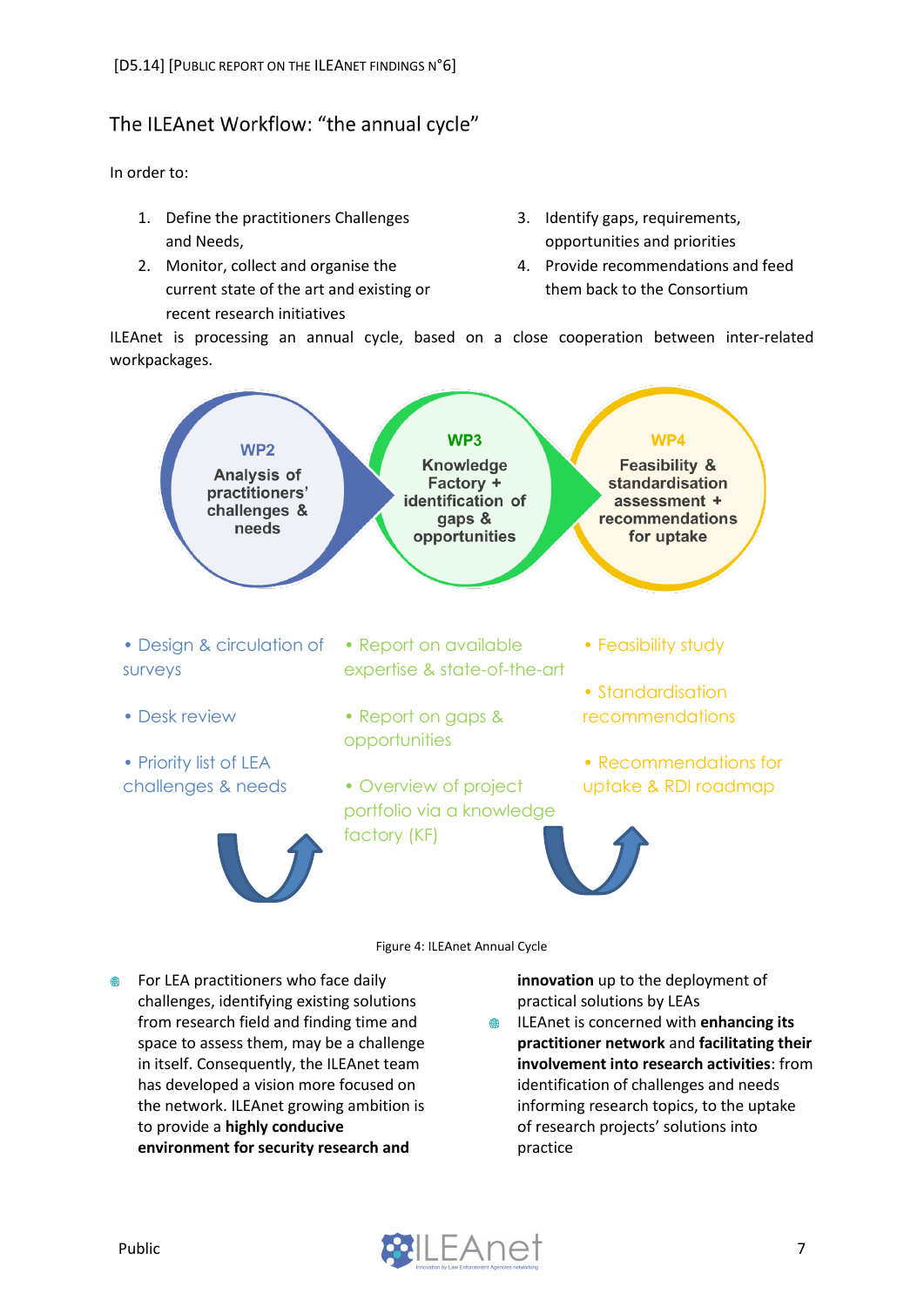## The ILEAnet Workflow: "the annual cycle"

In order to:

1. Define the practitioners Challenges and Needs,
2. Monitor, collect and organise the current state of the art and existing or recent research initiatives
3. Identify gaps, requirements, opportunities and priorities
4. Provide recommendations and feed them back to the Consortium

ILEAnet is processing an annual cycle, based on a close cooperation between inter-related workpackages.

**WP2**
Analysis of practitioners' challenges & needs

- Design & circulation of surveys
- Desk review
- Priority list of LEA challenges & needs

**WP3**
Knowledge Factory + identification of gaps & opportunities

- Report on available expertise & state-of-the-art
- Report on gaps & opportunities
- Overview of project portfolio via a knowledge factory (KF)

**WP4**
Feasibility & standardisation assessment + recommendations for uptake

- Feasibility study
- Standardisation recommendations
- Recommendations for uptake & RDI roadmap

Figure 4: ILEAnet Annual Cycle

- For LEA practitioners who face daily challenges, identifying existing solutions from research field and finding time and space to assess them, may be a challenge in itself. Consequently, the ILEAnet team has developed a vision more focused on the network. ILEAnet growing ambition is to provide a **highly conducive environment for security research and innovation** up to the deployment of practical solutions by LEAs
- ILEAnet is concerned with **enhancing its practitioner network** and **facilitating their involvement into research activities**: from identification of challenges and needs informing research topics, to the uptake of research projects' solutions into practice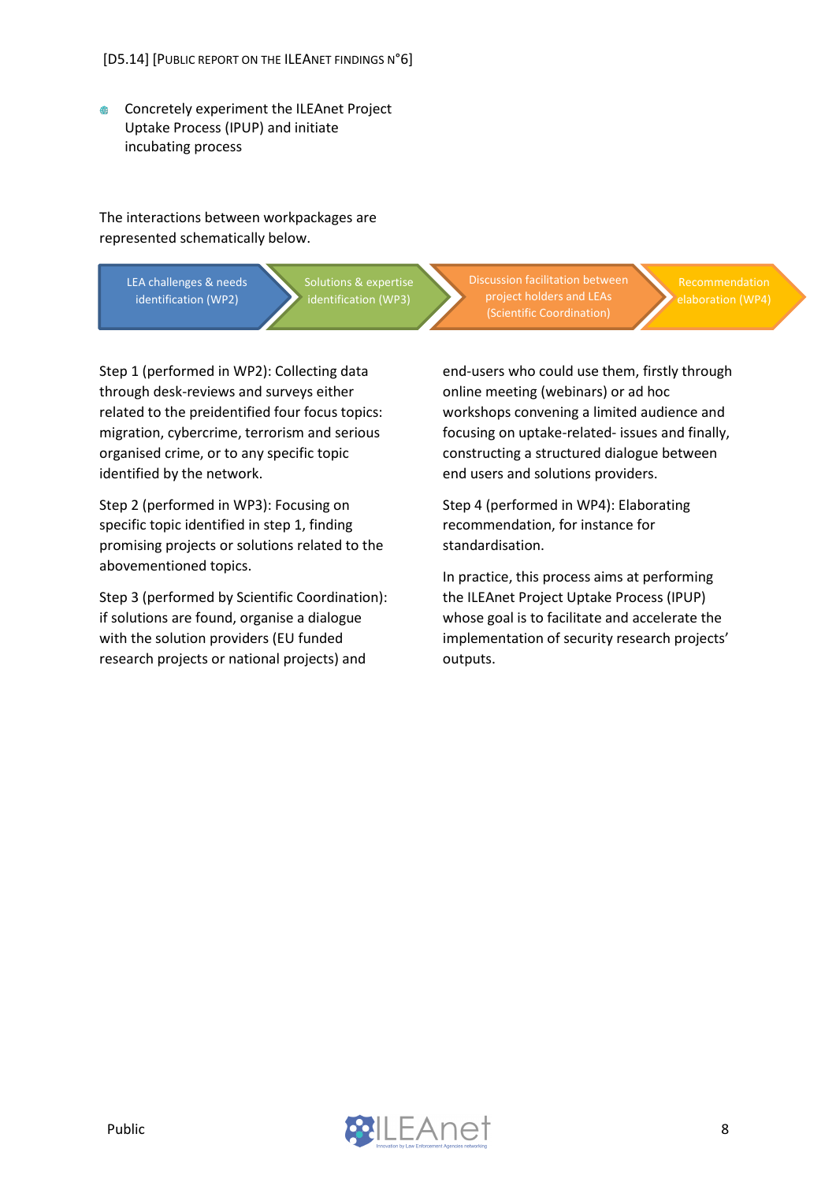- Concretely experiment the ILEAnet Project Uptake Process (IPUP) and initiate incubating process

The interactions between workpackages are represented schematically below.

LEA challenges & needs identification (WP2) → Solutions & expertise identification (WP3) → Discussion facilitation between project holders and LEAs (Scientific Coordination) → Recommendation elaboration (WP4)

Step 1 (performed in WP2): Collecting data through desk-reviews and surveys either related to the preidentified four focus topics: migration, cybercrime, terrorism and serious organised crime, or to any specific topic identified by the network.

Step 2 (performed in WP3): Focusing on specific topic identified in step 1, finding promising projects or solutions related to the abovementioned topics.

Step 3 (performed by Scientific Coordination): if solutions are found, organise a dialogue with the solution providers (EU funded research projects or national projects) and end-users who could use them, firstly through online meeting (webinars) or ad hoc workshops convening a limited audience and focusing on uptake-related- issues and finally, constructing a structured dialogue between end users and solutions providers.

Step 4 (performed in WP4): Elaborating recommendation, for instance for standardisation.

In practice, this process aims at performing the ILEAnet Project Uptake Process (IPUP) whose goal is to facilitate and accelerate the implementation of security research projects' outputs.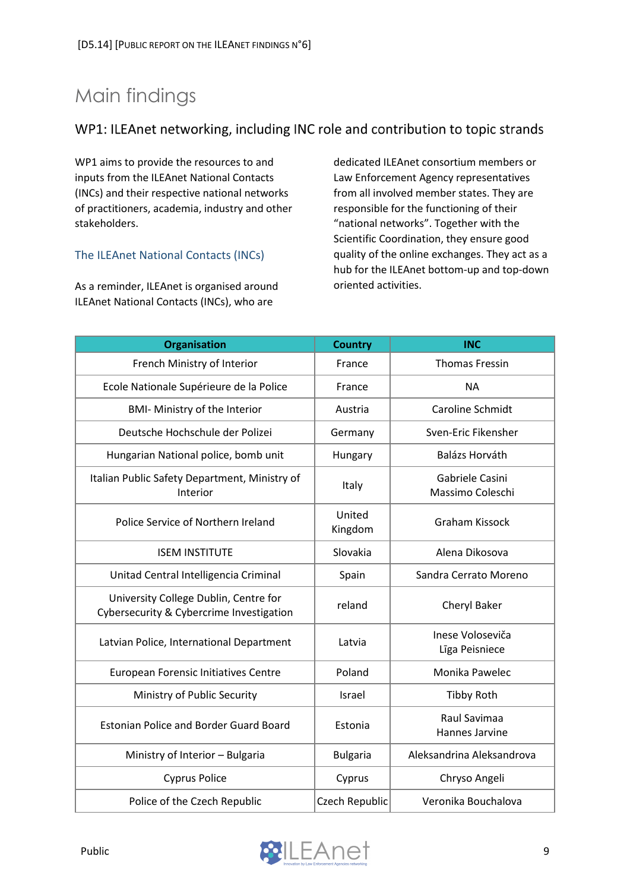# Main findings

## WP1: ILEAnet networking, including INC role and contribution to topic strands

WP1 aims to provide the resources to and inputs from the ILEAnet National Contacts (INCs) and their respective national networks of practitioners, academia, industry and other stakeholders.

### The ILEAnet National Contacts (INCs)

As a reminder, ILEAnet is organised around ILEAnet National Contacts (INCs), who are dedicated ILEAnet consortium members or Law Enforcement Agency representatives from all involved member states. They are responsible for the functioning of their "national networks". Together with the Scientific Coordination, they ensure good quality of the online exchanges. They act as a hub for the ILEAnet bottom-up and top-down oriented activities.

| Organisation | Country | INC |
|---|---|---|
| French Ministry of Interior | France | Thomas Fressin |
| Ecole Nationale Supérieure de la Police | France | NA |
| BMI- Ministry of the Interior | Austria | Caroline Schmidt |
| Deutsche Hochschule der Polizei | Germany | Sven-Eric Fikensher |
| Hungarian National police, bomb unit | Hungary | Balázs Horváth |
| Italian Public Safety Department, Ministry of Interior | Italy | Gabriele Casini<br>Massimo Coleschi |
| Police Service of Northern Ireland | United Kingdom | Graham Kissock |
| ISEM INSTITUTE | Slovakia | Alena Dikosova |
| Unitad Central Intelligencia Criminal | Spain | Sandra Cerrato Moreno |
| University College Dublin, Centre for Cybersecurity & Cybercrime Investigation | reland | Cheryl Baker |
| Latvian Police, International Department | Latvia | Inese Voloseviča<br>Līga Peisniece |
| European Forensic Initiatives Centre | Poland | Monika Pawelec |
| Ministry of Public Security | Israel | Tibby Roth |
| Estonian Police and Border Guard Board | Estonia | Raul Savimaa<br>Hannes Jarvine |
| Ministry of Interior – Bulgaria | Bulgaria | Aleksandrina Aleksandrova |
| Cyprus Police | Cyprus | Chryso Angeli |
| Police of the Czech Republic | Czech Republic | Veronika Bouchalova |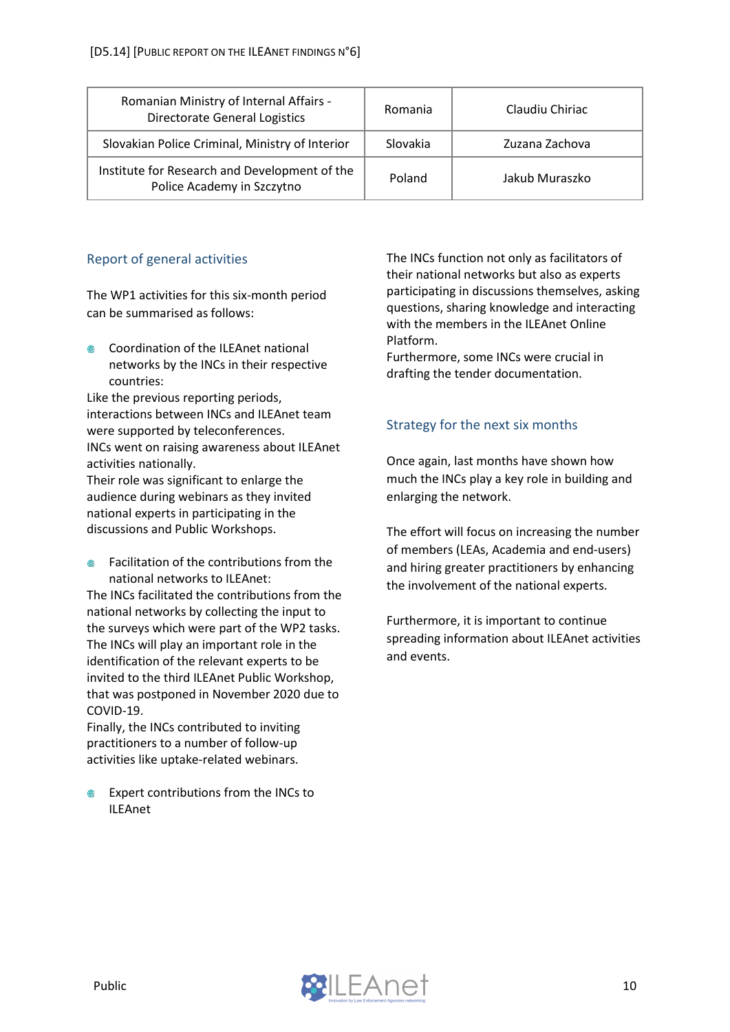| Romanian Ministry of Internal Affairs - Directorate General Logistics | Romania | Claudiu Chiriac |
|---|---|---|
| Slovakian Police Criminal, Ministry of Interior | Slovakia | Zuzana Zachova |
| Institute for Research and Development of the Police Academy in Szczytno | Poland | Jakub Muraszko |

## Report of general activities

The WP1 activities for this six-month period can be summarised as follows:

- Coordination of the ILEAnet national networks by the INCs in their respective countries:

Like the previous reporting periods, interactions between INCs and ILEAnet team were supported by teleconferences.
INCs went on raising awareness about ILEAnet activities nationally.
Their role was significant to enlarge the audience during webinars as they invited national experts in participating in the discussions and Public Workshops.

- Facilitation of the contributions from the national networks to ILEAnet:

The INCs facilitated the contributions from the national networks by collecting the input to the surveys which were part of the WP2 tasks.
The INCs will play an important role in the identification of the relevant experts to be invited to the third ILEAnet Public Workshop, that was postponed in November 2020 due to COVID-19.
Finally, the INCs contributed to inviting practitioners to a number of follow-up activities like uptake-related webinars.

- Expert contributions from the INCs to ILEAnet

The INCs function not only as facilitators of their national networks but also as experts participating in discussions themselves, asking questions, sharing knowledge and interacting with the members in the ILEAnet Online Platform.
Furthermore, some INCs were crucial in drafting the tender documentation.

## Strategy for the next six months

Once again, last months have shown how much the INCs play a key role in building and enlarging the network.

The effort will focus on increasing the number of members (LEAs, Academia and end-users) and hiring greater practitioners by enhancing the involvement of the national experts.

Furthermore, it is important to continue spreading information about ILEAnet activities and events.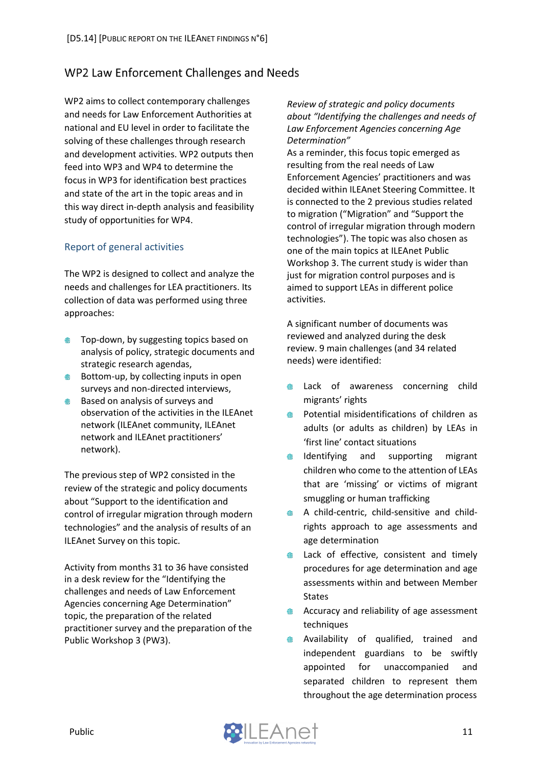## WP2 Law Enforcement Challenges and Needs

WP2 aims to collect contemporary challenges and needs for Law Enforcement Authorities at national and EU level in order to facilitate the solving of these challenges through research and development activities. WP2 outputs then feed into WP3 and WP4 to determine the focus in WP3 for identification best practices and state of the art in the topic areas and in this way direct in-depth analysis and feasibility study of opportunities for WP4.

### Report of general activities

The WP2 is designed to collect and analyze the needs and challenges for LEA practitioners. Its collection of data was performed using three approaches:

- Top-down, by suggesting topics based on analysis of policy, strategic documents and strategic research agendas,
- Bottom-up, by collecting inputs in open surveys and non-directed interviews,
- Based on analysis of surveys and observation of the activities in the ILEAnet network (ILEAnet community, ILEAnet network and ILEAnet practitioners' network).

The previous step of WP2 consisted in the review of the strategic and policy documents about "Support to the identification and control of irregular migration through modern technologies" and the analysis of results of an ILEAnet Survey on this topic.

Activity from months 31 to 36 have consisted in a desk review for the "Identifying the challenges and needs of Law Enforcement Agencies concerning Age Determination" topic, the preparation of the related practitioner survey and the preparation of the Public Workshop 3 (PW3).

*Review of strategic and policy documents about "Identifying the challenges and needs of Law Enforcement Agencies concerning Age Determination"*

As a reminder, this focus topic emerged as resulting from the real needs of Law Enforcement Agencies' practitioners and was decided within ILEAnet Steering Committee. It is connected to the 2 previous studies related to migration ("Migration" and "Support the control of irregular migration through modern technologies"). The topic was also chosen as one of the main topics at ILEAnet Public Workshop 3. The current study is wider than just for migration control purposes and is aimed to support LEAs in different police activities.

A significant number of documents was reviewed and analyzed during the desk review. 9 main challenges (and 34 related needs) were identified:

- Lack of awareness concerning child migrants' rights
- Potential misidentifications of children as adults (or adults as children) by LEAs in 'first line' contact situations
- Identifying and supporting migrant children who come to the attention of LEAs that are 'missing' or victims of migrant smuggling or human trafficking
- A child-centric, child-sensitive and child-rights approach to age assessments and age determination
- Lack of effective, consistent and timely procedures for age determination and age assessments within and between Member States
- Accuracy and reliability of age assessment techniques
- Availability of qualified, trained and independent guardians to be swiftly appointed for unaccompanied and separated children to represent them throughout the age determination process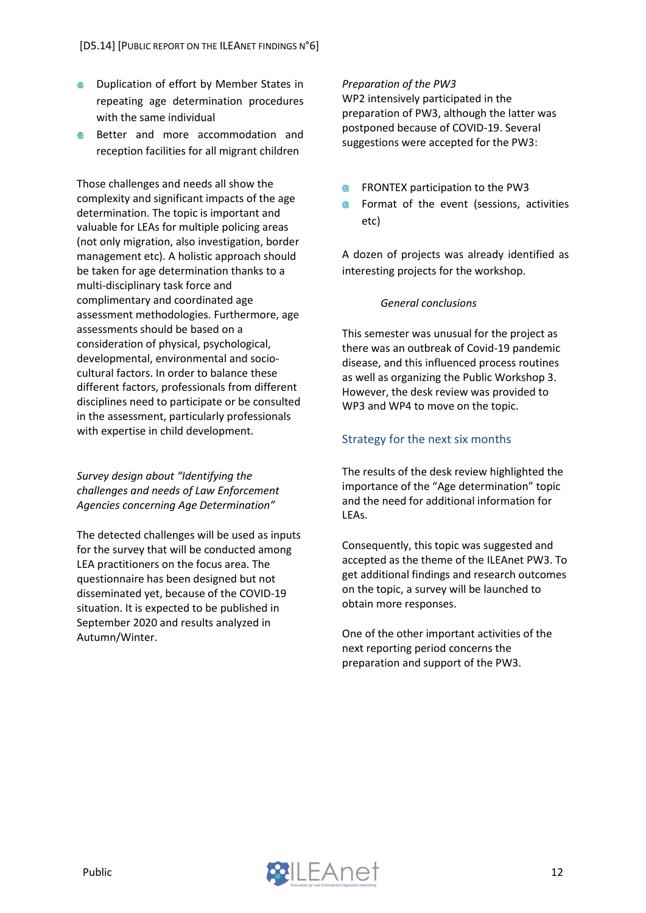- Duplication of effort by Member States in repeating age determination procedures with the same individual
- Better and more accommodation and reception facilities for all migrant children

Those challenges and needs all show the complexity and significant impacts of the age determination. The topic is important and valuable for LEAs for multiple policing areas (not only migration, also investigation, border management etc). A holistic approach should be taken for age determination thanks to a multi-disciplinary task force and complimentary and coordinated age assessment methodologies. Furthermore, age assessments should be based on a consideration of physical, psychological, developmental, environmental and socio-cultural factors. In order to balance these different factors, professionals from different disciplines need to participate or be consulted in the assessment, particularly professionals with expertise in child development.

*Survey design about "Identifying the challenges and needs of Law Enforcement Agencies concerning Age Determination"*

The detected challenges will be used as inputs for the survey that will be conducted among LEA practitioners on the focus area. The questionnaire has been designed but not disseminated yet, because of the COVID-19 situation. It is expected to be published in September 2020 and results analyzed in Autumn/Winter.

*Preparation of the PW3*

WP2 intensively participated in the preparation of PW3, although the latter was postponed because of COVID-19. Several suggestions were accepted for the PW3:

- FRONTEX participation to the PW3
- Format of the event (sessions, activities etc)

A dozen of projects was already identified as interesting projects for the workshop.

*General conclusions*

This semester was unusual for the project as there was an outbreak of Covid-19 pandemic disease, and this influenced process routines as well as organizing the Public Workshop 3. However, the desk review was provided to WP3 and WP4 to move on the topic.

## Strategy for the next six months

The results of the desk review highlighted the importance of the "Age determination" topic and the need for additional information for LEAs.

Consequently, this topic was suggested and accepted as the theme of the ILEAnet PW3. To get additional findings and research outcomes on the topic, a survey will be launched to obtain more responses.

One of the other important activities of the next reporting period concerns the preparation and support of the PW3.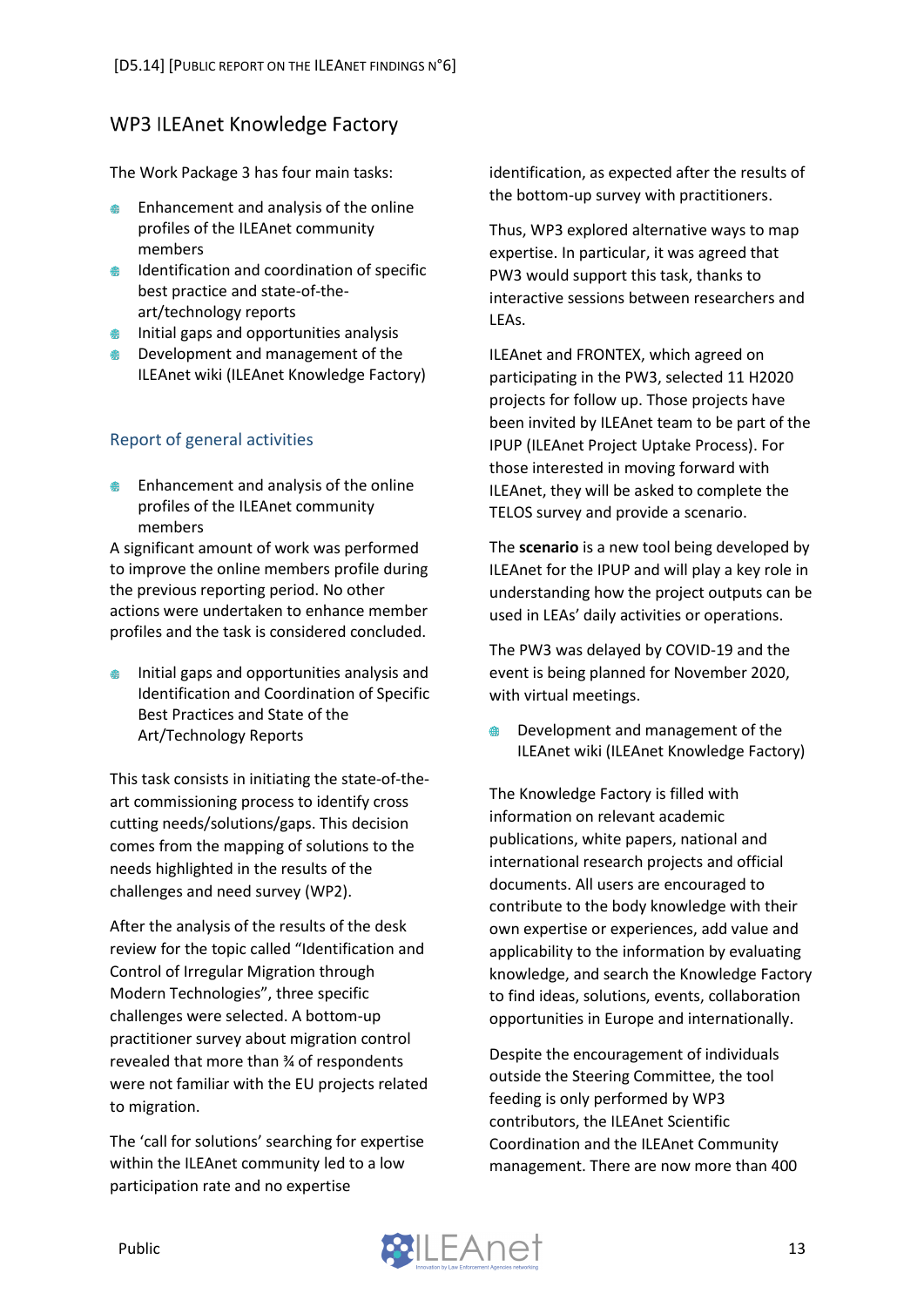## WP3 ILEAnet Knowledge Factory

The Work Package 3 has four main tasks:

- Enhancement and analysis of the online profiles of the ILEAnet community members
- Identification and coordination of specific best practice and state-of-the-art/technology reports
- Initial gaps and opportunities analysis
- Development and management of the ILEAnet wiki (ILEAnet Knowledge Factory)

### Report of general activities

- Enhancement and analysis of the online profiles of the ILEAnet community members

A significant amount of work was performed to improve the online members profile during the previous reporting period. No other actions were undertaken to enhance member profiles and the task is considered concluded.

- Initial gaps and opportunities analysis and Identification and Coordination of Specific Best Practices and State of the Art/Technology Reports

This task consists in initiating the state-of-the-art commissioning process to identify cross cutting needs/solutions/gaps. This decision comes from the mapping of solutions to the needs highlighted in the results of the challenges and need survey (WP2).

After the analysis of the results of the desk review for the topic called "Identification and Control of Irregular Migration through Modern Technologies", three specific challenges were selected. A bottom-up practitioner survey about migration control revealed that more than ¾ of respondents were not familiar with the EU projects related to migration.

The 'call for solutions' searching for expertise within the ILEAnet community led to a low participation rate and no expertise identification, as expected after the results of the bottom-up survey with practitioners.

Thus, WP3 explored alternative ways to map expertise. In particular, it was agreed that PW3 would support this task, thanks to interactive sessions between researchers and LEAs.

ILEAnet and FRONTEX, which agreed on participating in the PW3, selected 11 H2020 projects for follow up. Those projects have been invited by ILEAnet team to be part of the IPUP (ILEAnet Project Uptake Process). For those interested in moving forward with ILEAnet, they will be asked to complete the TELOS survey and provide a scenario.

The **scenario** is a new tool being developed by ILEAnet for the IPUP and will play a key role in understanding how the project outputs can be used in LEAs' daily activities or operations.

The PW3 was delayed by COVID-19 and the event is being planned for November 2020, with virtual meetings.

- Development and management of the ILEAnet wiki (ILEAnet Knowledge Factory)

The Knowledge Factory is filled with information on relevant academic publications, white papers, national and international research projects and official documents. All users are encouraged to contribute to the body knowledge with their own expertise or experiences, add value and applicability to the information by evaluating knowledge, and search the Knowledge Factory to find ideas, solutions, events, collaboration opportunities in Europe and internationally.

Despite the encouragement of individuals outside the Steering Committee, the tool feeding is only performed by WP3 contributors, the ILEAnet Scientific Coordination and the ILEAnet Community management. There are now more than 400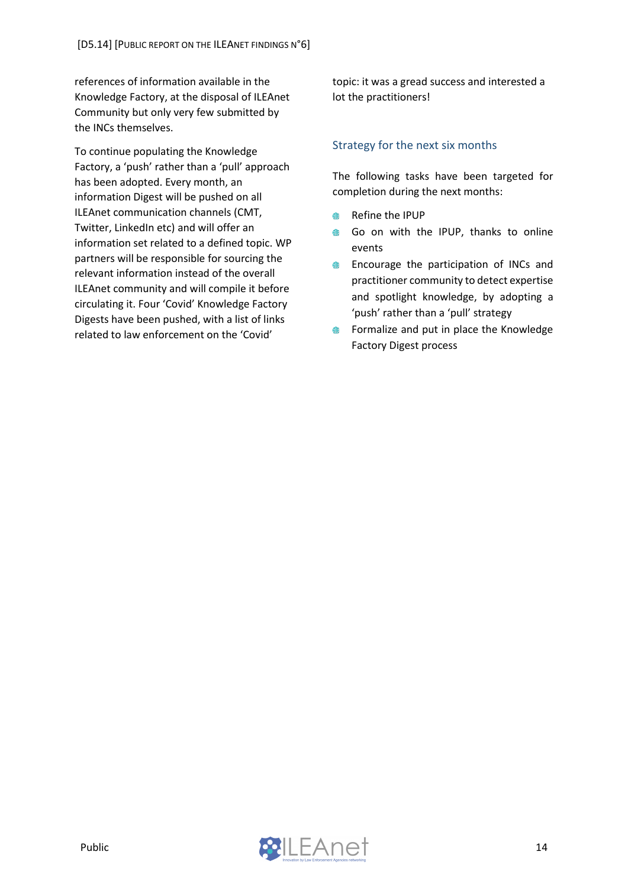references of information available in the Knowledge Factory, at the disposal of ILEAnet Community but only very few submitted by the INCs themselves.

To continue populating the Knowledge Factory, a 'push' rather than a 'pull' approach has been adopted. Every month, an information Digest will be pushed on all ILEAnet communication channels (CMT, Twitter, LinkedIn etc) and will offer an information set related to a defined topic. WP partners will be responsible for sourcing the relevant information instead of the overall ILEAnet community and will compile it before circulating it. Four 'Covid' Knowledge Factory Digests have been pushed, with a list of links related to law enforcement on the 'Covid' topic: it was a gread success and interested a lot the practitioners!

### Strategy for the next six months

The following tasks have been targeted for completion during the next months:

- Refine the IPUP
- Go on with the IPUP, thanks to online events
- Encourage the participation of INCs and practitioner community to detect expertise and spotlight knowledge, by adopting a 'push' rather than a 'pull' strategy
- Formalize and put in place the Knowledge Factory Digest process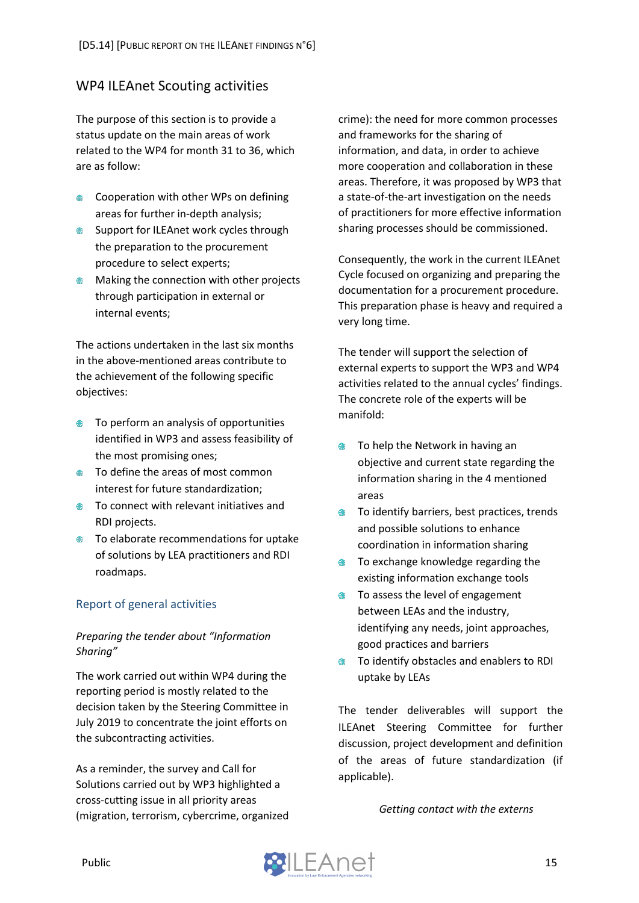## WP4 ILEAnet Scouting activities

The purpose of this section is to provide a status update on the main areas of work related to the WP4 for month 31 to 36, which are as follow:

- Cooperation with other WPs on defining areas for further in-depth analysis;
- Support for ILEAnet work cycles through the preparation to the procurement procedure to select experts;
- Making the connection with other projects through participation in external or internal events;

The actions undertaken in the last six months in the above-mentioned areas contribute to the achievement of the following specific objectives:

- To perform an analysis of opportunities identified in WP3 and assess feasibility of the most promising ones;
- To define the areas of most common interest for future standardization;
- To connect with relevant initiatives and RDI projects.
- To elaborate recommendations for uptake of solutions by LEA practitioners and RDI roadmaps.

### Report of general activities

*Preparing the tender about "Information Sharing"*

The work carried out within WP4 during the reporting period is mostly related to the decision taken by the Steering Committee in July 2019 to concentrate the joint efforts on the subcontracting activities.

As a reminder, the survey and Call for Solutions carried out by WP3 highlighted a cross-cutting issue in all priority areas (migration, terrorism, cybercrime, organized crime): the need for more common processes and frameworks for the sharing of information, and data, in order to achieve more cooperation and collaboration in these areas. Therefore, it was proposed by WP3 that a state-of-the-art investigation on the needs of practitioners for more effective information sharing processes should be commissioned.

Consequently, the work in the current ILEAnet Cycle focused on organizing and preparing the documentation for a procurement procedure. This preparation phase is heavy and required a very long time.

The tender will support the selection of external experts to support the WP3 and WP4 activities related to the annual cycles' findings. The concrete role of the experts will be manifold:

- To help the Network in having an objective and current state regarding the information sharing in the 4 mentioned areas
- To identify barriers, best practices, trends and possible solutions to enhance coordination in information sharing
- To exchange knowledge regarding the existing information exchange tools
- To assess the level of engagement between LEAs and the industry, identifying any needs, joint approaches, good practices and barriers
- To identify obstacles and enablers to RDI uptake by LEAs

The tender deliverables will support the ILEAnet Steering Committee for further discussion, project development and definition of the areas of future standardization (if applicable).

*Getting contact with the externs*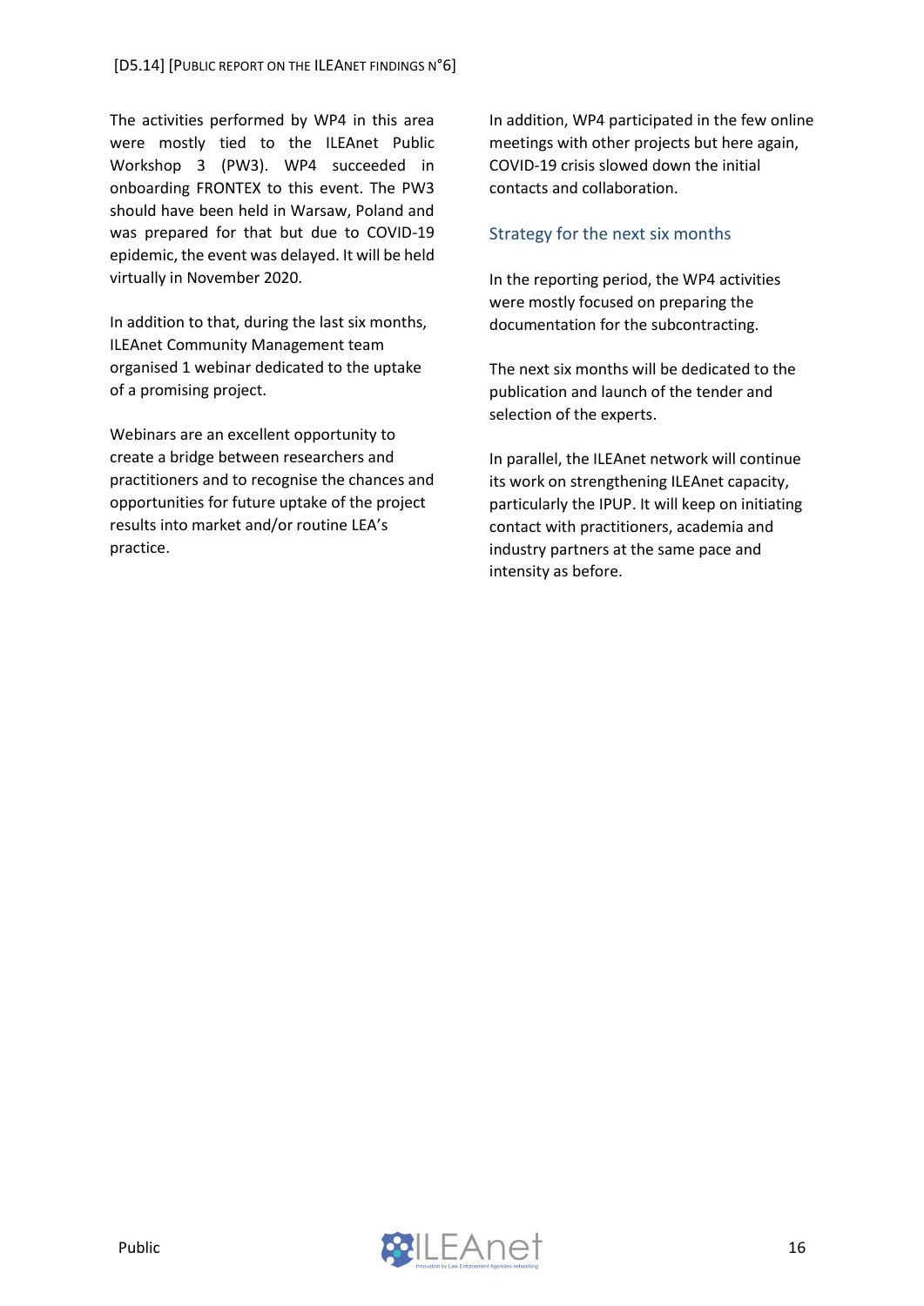The activities performed by WP4 in this area were mostly tied to the ILEAnet Public Workshop 3 (PW3). WP4 succeeded in onboarding FRONTEX to this event. The PW3 should have been held in Warsaw, Poland and was prepared for that but due to COVID-19 epidemic, the event was delayed. It will be held virtually in November 2020.

In addition to that, during the last six months, ILEAnet Community Management team organised 1 webinar dedicated to the uptake of a promising project.

Webinars are an excellent opportunity to create a bridge between researchers and practitioners and to recognise the chances and opportunities for future uptake of the project results into market and/or routine LEA's practice.

In addition, WP4 participated in the few online meetings with other projects but here again, COVID-19 crisis slowed down the initial contacts and collaboration.

### Strategy for the next six months

In the reporting period, the WP4 activities were mostly focused on preparing the documentation for the subcontracting.

The next six months will be dedicated to the publication and launch of the tender and selection of the experts.

In parallel, the ILEAnet network will continue its work on strengthening ILEAnet capacity, particularly the IPUP. It will keep on initiating contact with practitioners, academia and industry partners at the same pace and intensity as before.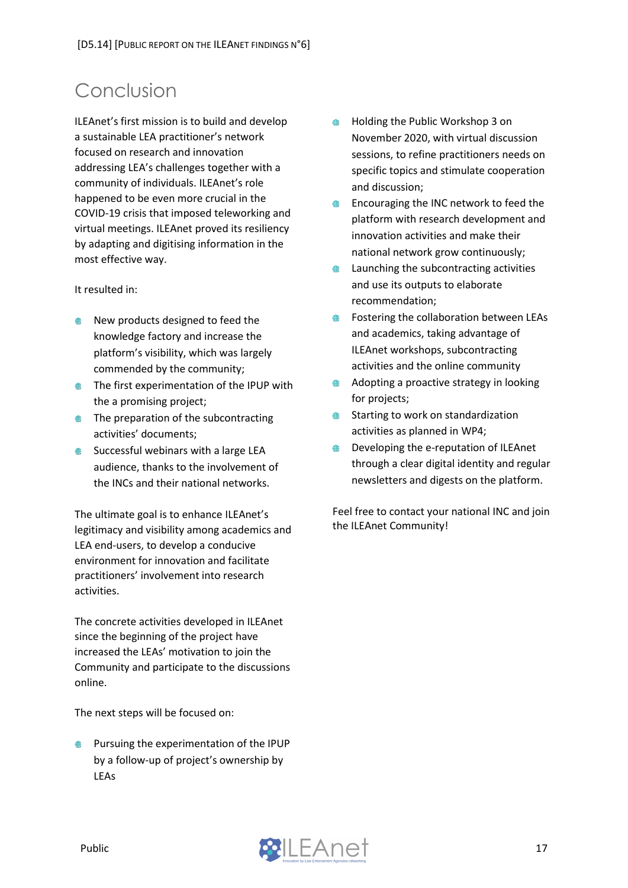# Conclusion

ILEAnet's first mission is to build and develop a sustainable LEA practitioner's network focused on research and innovation addressing LEA's challenges together with a community of individuals. ILEAnet's role happened to be even more crucial in the COVID-19 crisis that imposed teleworking and virtual meetings. ILEAnet proved its resiliency by adapting and digitising information in the most effective way.

It resulted in:

- New products designed to feed the knowledge factory and increase the platform's visibility, which was largely commended by the community;
- The first experimentation of the IPUP with the a promising project;
- The preparation of the subcontracting activities' documents;
- Successful webinars with a large LEA audience, thanks to the involvement of the INCs and their national networks.

The ultimate goal is to enhance ILEAnet's legitimacy and visibility among academics and LEA end-users, to develop a conducive environment for innovation and facilitate practitioners' involvement into research activities.

The concrete activities developed in ILEAnet since the beginning of the project have increased the LEAs' motivation to join the Community and participate to the discussions online.

The next steps will be focused on:

- Pursuing the experimentation of the IPUP by a follow-up of project's ownership by LEAs
- Holding the Public Workshop 3 on November 2020, with virtual discussion sessions, to refine practitioners needs on specific topics and stimulate cooperation and discussion;
- Encouraging the INC network to feed the platform with research development and innovation activities and make their national network grow continuously;
- Launching the subcontracting activities and use its outputs to elaborate recommendation;
- Fostering the collaboration between LEAs and academics, taking advantage of ILEAnet workshops, subcontracting activities and the online community
- Adopting a proactive strategy in looking for projects;
- Starting to work on standardization activities as planned in WP4;
- Developing the e-reputation of ILEAnet through a clear digital identity and regular newsletters and digests on the platform.

Feel free to contact your national INC and join the ILEAnet Community!